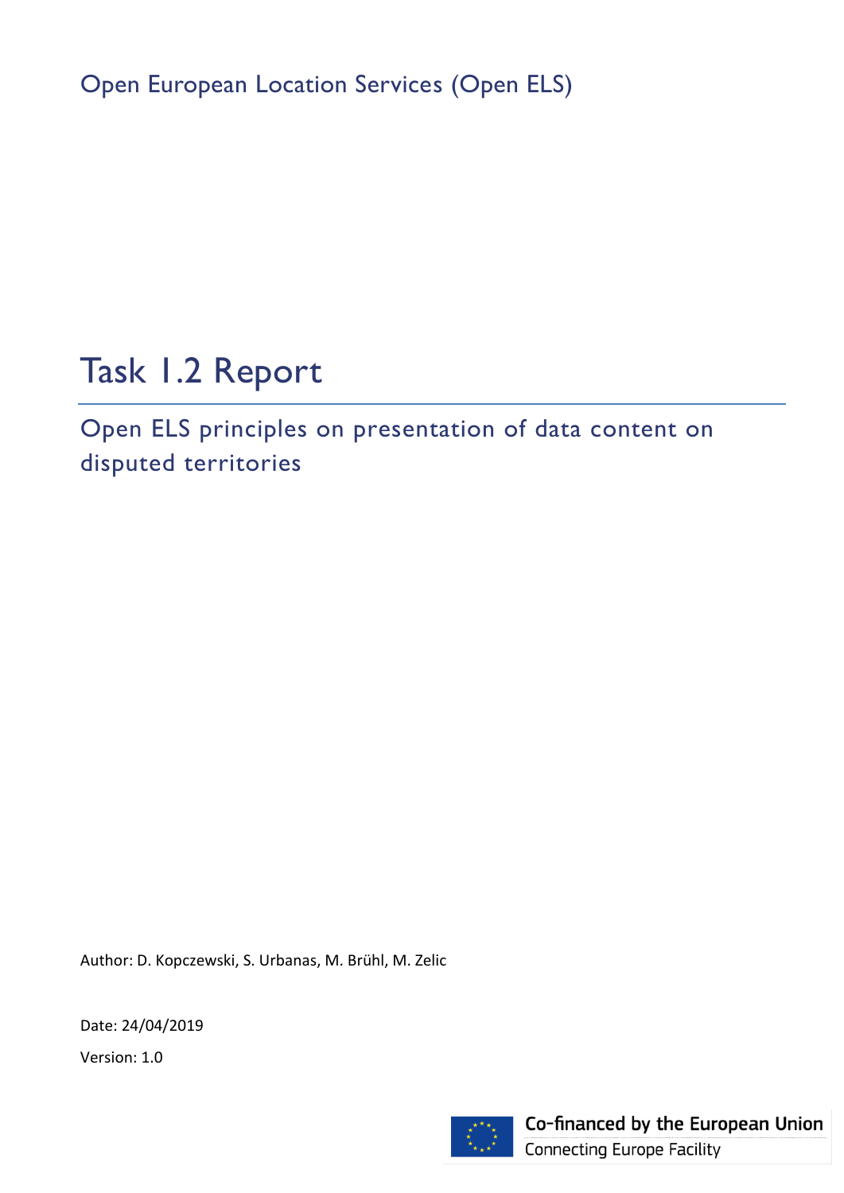Open European Location Services (Open ELS)

# Task 1.2 Report

## Open ELS principles on presentation of data content on disputed territories

Author: D. Kopczewski, S. Urbanas, M. Brühl, M. Zelic

Date: 24/04/2019

Version: 1.0

Co-financed by the European Union
Connecting Europe Facility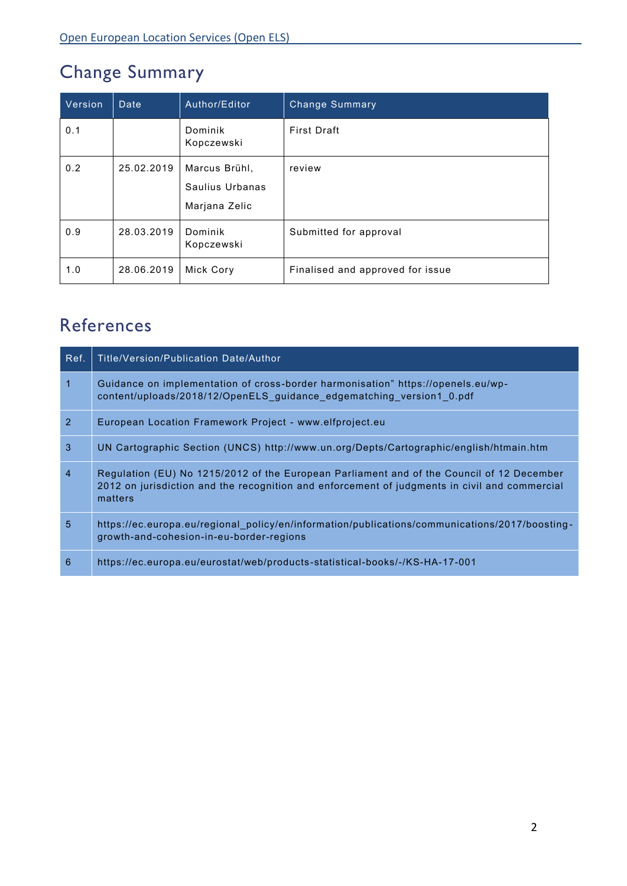## Change Summary

| Version | Date | Author/Editor | Change Summary |
|---|---|---|---|
| 0.1 | | Dominik Kopczewski | First Draft |
| 0.2 | 25.02.2019 | Marcus Brühl, Saulius Urbanas Marjana Zelic | review |
| 0.9 | 28.03.2019 | Dominik Kopczewski | Submitted for approval |
| 1.0 | 28.06.2019 | Mick Cory | Finalised and approved for issue |

## References

| Ref. | Title/Version/Publication Date/Author |
|---|---|
| 1 | Guidance on implementation of cross-border harmonisation" https://openels.eu/wp-content/uploads/2018/12/OpenELS_guidance_edgematching_version1_0.pdf |
| 2 | European Location Framework Project - www.elfproject.eu |
| 3 | UN Cartographic Section (UNCS) http://www.un.org/Depts/Cartographic/english/htmain.htm |
| 4 | Regulation (EU) No 1215/2012 of the European Parliament and of the Council of 12 December 2012 on jurisdiction and the recognition and enforcement of judgments in civil and commercial matters |
| 5 | https://ec.europa.eu/regional_policy/en/information/publications/communications/2017/boosting-growth-and-cohesion-in-eu-border-regions |
| 6 | https://ec.europa.eu/eurostat/web/products-statistical-books/-/KS-HA-17-001 |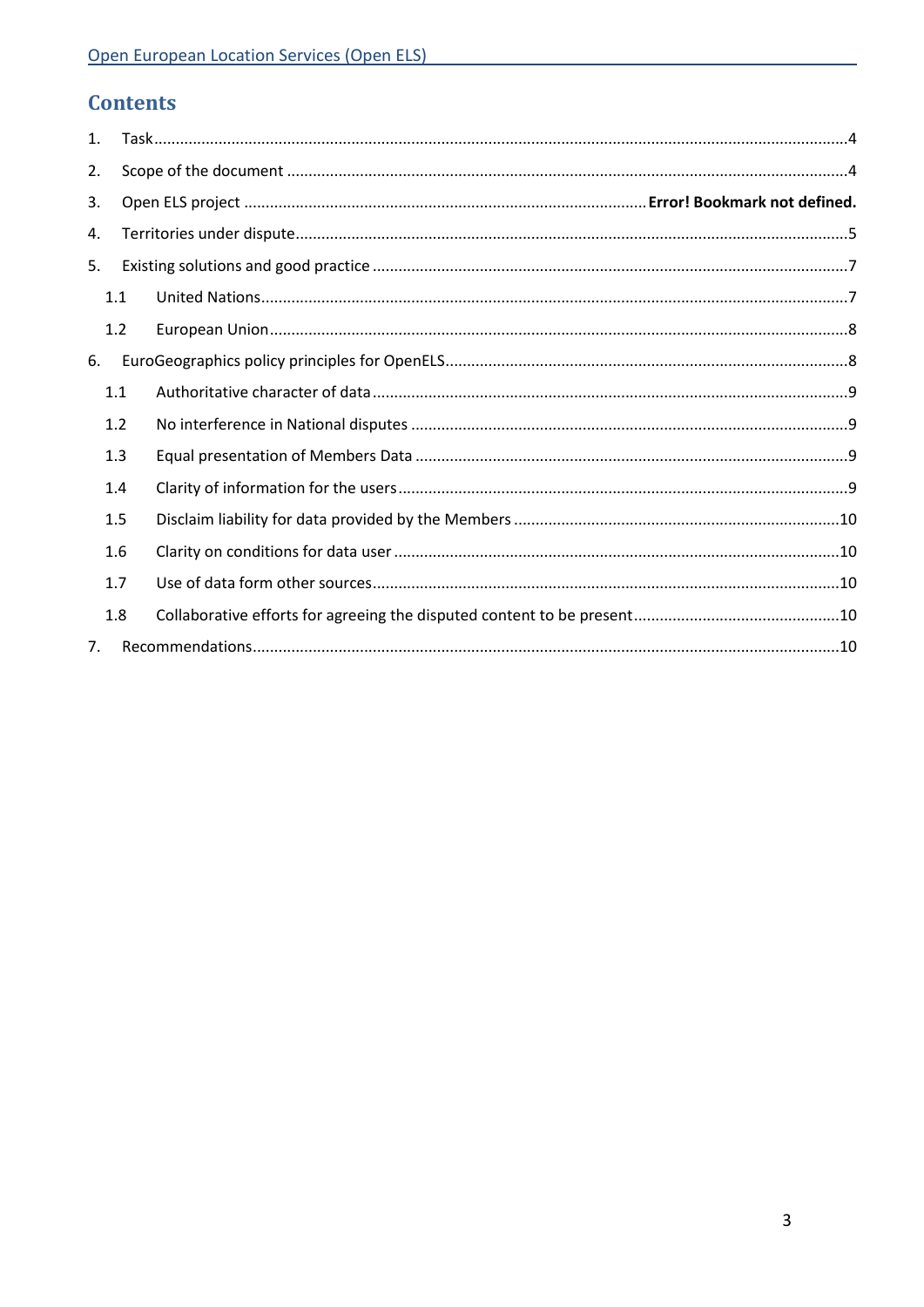## Contents

1. Task ........................................................................................................................................4
2. Scope of the document ..............................................................................................................4
3. Open ELS project .................................................................................. **Error! Bookmark not defined.**
4. Territories under dispute.............................................................................................................5
5. Existing solutions and good practice ..........................................................................................7
   - 1.1 United Nations.....................................................................................................................7
   - 1.2 European Union...................................................................................................................8
6. EuroGeographics policy principles for OpenELS..........................................................................8
   - 1.1 Authoritative character of data ...........................................................................................9
   - 1.2 No interference in National disputes ..................................................................................9
   - 1.3 Equal presentation of Members Data .................................................................................9
   - 1.4 Clarity of information for the users .....................................................................................9
   - 1.5 Disclaim liability for data provided by the Members .........................................................10
   - 1.6 Clarity on conditions for data user .....................................................................................10
   - 1.7 Use of data form other sources..........................................................................................10
   - 1.8 Collaborative efforts for agreeing the disputed content to be present..............................10
7. Recommendations.....................................................................................................................10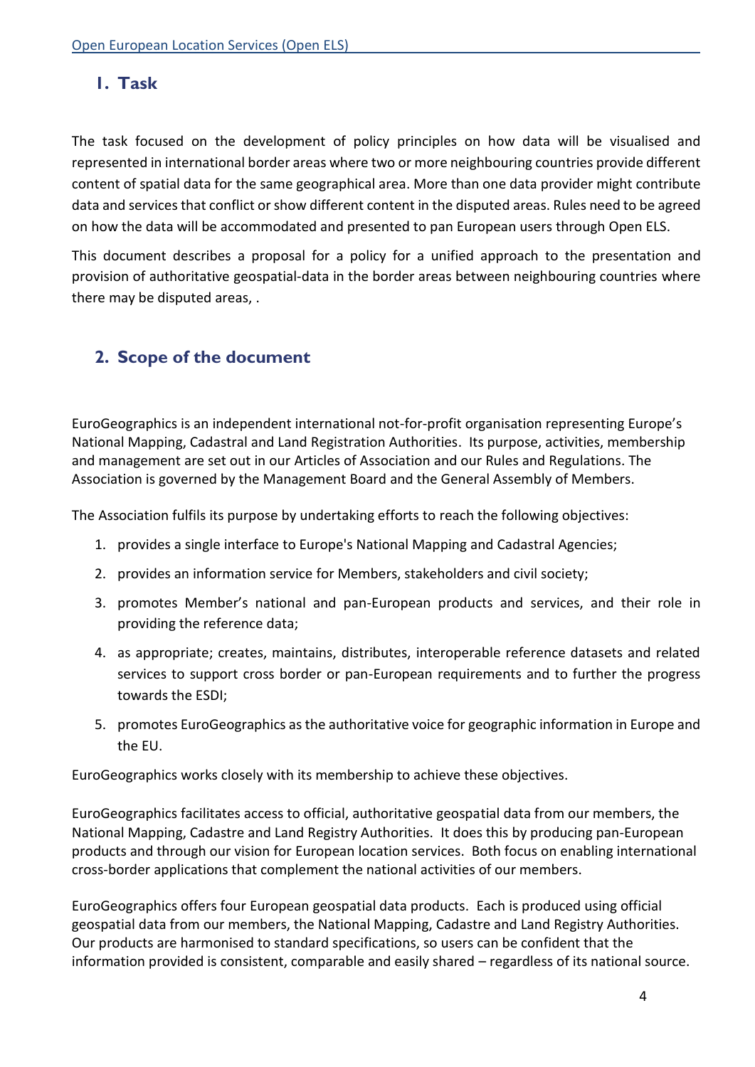## 1. Task

The task focused on the development of policy principles on how data will be visualised and represented in international border areas where two or more neighbouring countries provide different content of spatial data for the same geographical area. More than one data provider might contribute data and services that conflict or show different content in the disputed areas. Rules need to be agreed on how the data will be accommodated and presented to pan European users through Open ELS.

This document describes a proposal for a policy for a unified approach to the presentation and provision of authoritative geospatial-data in the border areas between neighbouring countries where there may be disputed areas, .

## 2. Scope of the document

EuroGeographics is an independent international not-for-profit organisation representing Europe's National Mapping, Cadastral and Land Registration Authorities. Its purpose, activities, membership and management are set out in our Articles of Association and our Rules and Regulations. The Association is governed by the Management Board and the General Assembly of Members.

The Association fulfils its purpose by undertaking efforts to reach the following objectives:

1. provides a single interface to Europe's National Mapping and Cadastral Agencies;
2. provides an information service for Members, stakeholders and civil society;
3. promotes Member's national and pan-European products and services, and their role in providing the reference data;
4. as appropriate; creates, maintains, distributes, interoperable reference datasets and related services to support cross border or pan-European requirements and to further the progress towards the ESDI;
5. promotes EuroGeographics as the authoritative voice for geographic information in Europe and the EU.

EuroGeographics works closely with its membership to achieve these objectives.

EuroGeographics facilitates access to official, authoritative geospatial data from our members, the National Mapping, Cadastre and Land Registry Authorities. It does this by producing pan-European products and through our vision for European location services. Both focus on enabling international cross-border applications that complement the national activities of our members.

EuroGeographics offers four European geospatial data products. Each is produced using official geospatial data from our members, the National Mapping, Cadastre and Land Registry Authorities. Our products are harmonised to standard specifications, so users can be confident that the information provided is consistent, comparable and easily shared – regardless of its national source.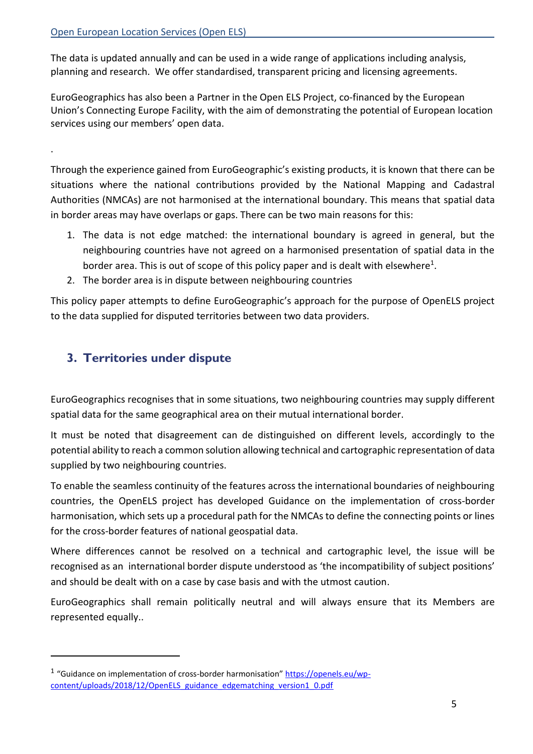The data is updated annually and can be used in a wide range of applications including analysis, planning and research. We offer standardised, transparent pricing and licensing agreements.

EuroGeographics has also been a Partner in the Open ELS Project, co-financed by the European Union's Connecting Europe Facility, with the aim of demonstrating the potential of European location services using our members' open data.

.

Through the experience gained from EuroGeographic's existing products, it is known that there can be situations where the national contributions provided by the National Mapping and Cadastral Authorities (NMCAs) are not harmonised at the international boundary. This means that spatial data in border areas may have overlaps or gaps. There can be two main reasons for this:

1. The data is not edge matched: the international boundary is agreed in general, but the neighbouring countries have not agreed on a harmonised presentation of spatial data in the border area. This is out of scope of this policy paper and is dealt with elsewhere[1].
2. The border area is in dispute between neighbouring countries

This policy paper attempts to define EuroGeographic's approach for the purpose of OpenELS project to the data supplied for disputed territories between two data providers.

## 3. Territories under dispute

EuroGeographics recognises that in some situations, two neighbouring countries may supply different spatial data for the same geographical area on their mutual international border.

It must be noted that disagreement can de distinguished on different levels, accordingly to the potential ability to reach a common solution allowing technical and cartographic representation of data supplied by two neighbouring countries.

To enable the seamless continuity of the features across the international boundaries of neighbouring countries, the OpenELS project has developed Guidance on the implementation of cross-border harmonisation, which sets up a procedural path for the NMCAs to define the connecting points or lines for the cross-border features of national geospatial data.

Where differences cannot be resolved on a technical and cartographic level, the issue will be recognised as an international border dispute understood as 'the incompatibility of subject positions' and should be dealt with on a case by case basis and with the utmost caution.

EuroGeographics shall remain politically neutral and will always ensure that its Members are represented equally..

---

[1] "Guidance on implementation of cross-border harmonisation" https://openels.eu/wp-content/uploads/2018/12/OpenELS_guidance_edgematching_version1_0.pdf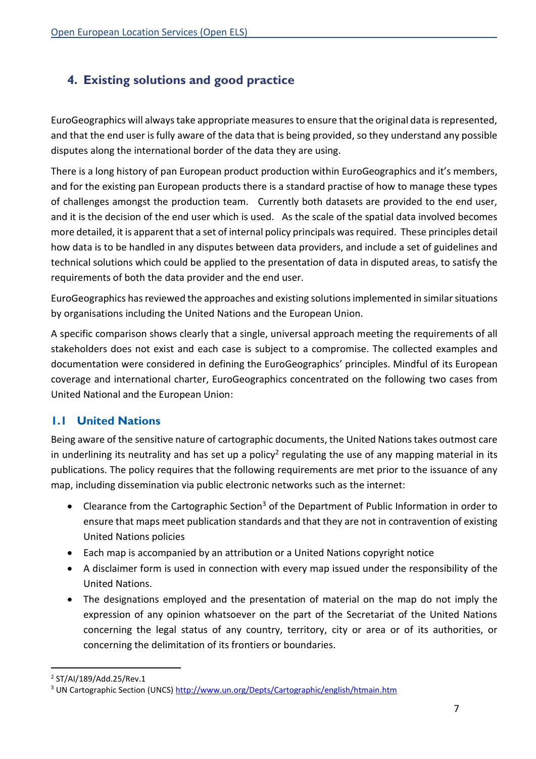## 4. Existing solutions and good practice

EuroGeographics will always take appropriate measures to ensure that the original data is represented, and that the end user is fully aware of the data that is being provided, so they understand any possible disputes along the international border of the data they are using.

There is a long history of pan European product production within EuroGeographics and it's members, and for the existing pan European products there is a standard practise of how to manage these types of challenges amongst the production team. Currently both datasets are provided to the end user, and it is the decision of the end user which is used. As the scale of the spatial data involved becomes more detailed, it is apparent that a set of internal policy principals was required. These principles detail how data is to be handled in any disputes between data providers, and include a set of guidelines and technical solutions which could be applied to the presentation of data in disputed areas, to satisfy the requirements of both the data provider and the end user.

EuroGeographics has reviewed the approaches and existing solutions implemented in similar situations by organisations including the United Nations and the European Union.

A specific comparison shows clearly that a single, universal approach meeting the requirements of all stakeholders does not exist and each case is subject to a compromise. The collected examples and documentation were considered in defining the EuroGeographics' principles. Mindful of its European coverage and international charter, EuroGeographics concentrated on the following two cases from United National and the European Union:

### 1.1 United Nations

Being aware of the sensitive nature of cartographic documents, the United Nations takes outmost care in underlining its neutrality and has set up a policy[2] regulating the use of any mapping material in its publications. The policy requires that the following requirements are met prior to the issuance of any map, including dissemination via public electronic networks such as the internet:

- Clearance from the Cartographic Section[3] of the Department of Public Information in order to ensure that maps meet publication standards and that they are not in contravention of existing United Nations policies
- Each map is accompanied by an attribution or a United Nations copyright notice
- A disclaimer form is used in connection with every map issued under the responsibility of the United Nations.
- The designations employed and the presentation of material on the map do not imply the expression of any opinion whatsoever on the part of the Secretariat of the United Nations concerning the legal status of any country, territory, city or area or of its authorities, or concerning the delimitation of its frontiers or boundaries.

[2] ST/AI/189/Add.25/Rev.1

[3] UN Cartographic Section (UNCS) http://www.un.org/Depts/Cartographic/english/htmain.htm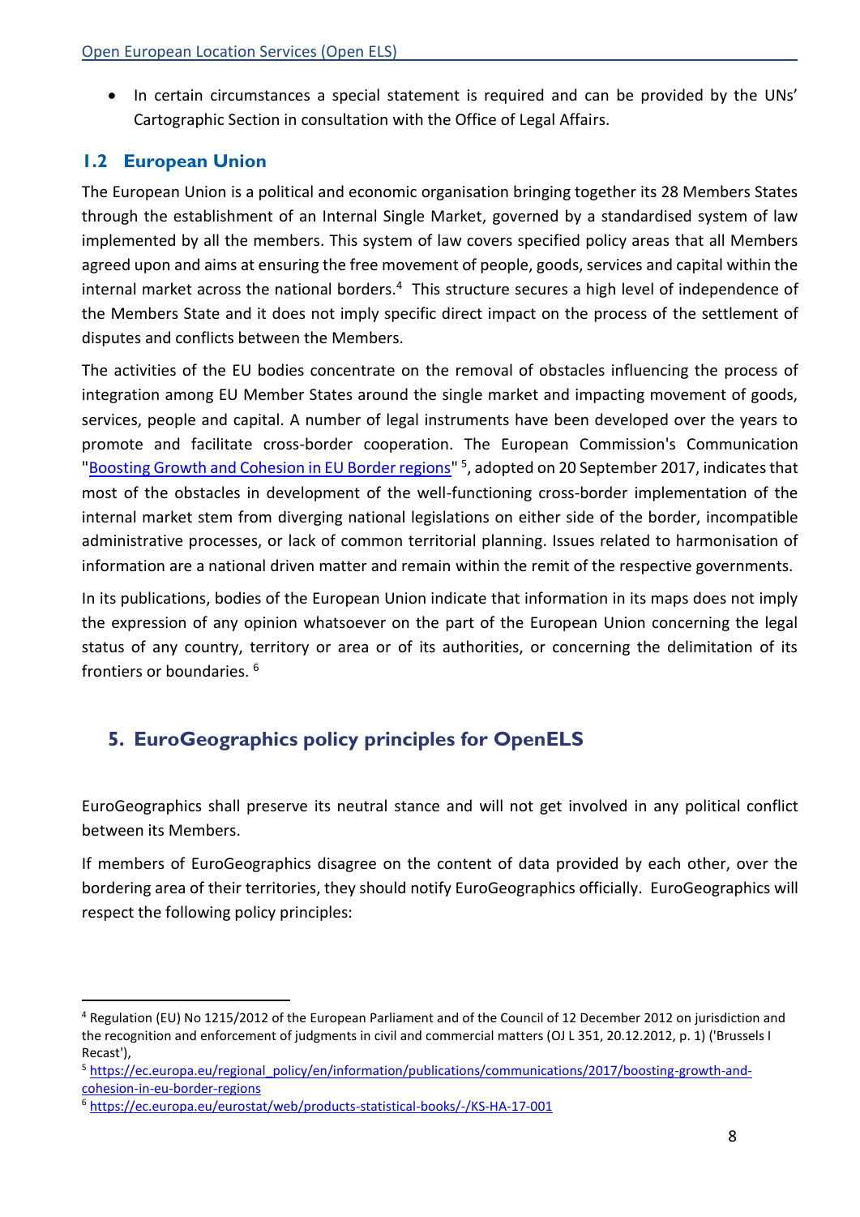- In certain circumstances a special statement is required and can be provided by the UNs' Cartographic Section in consultation with the Office of Legal Affairs.

### 1.2 European Union

The European Union is a political and economic organisation bringing together its 28 Members States through the establishment of an Internal Single Market, governed by a standardised system of law implemented by all the members. This system of law covers specified policy areas that all Members agreed upon and aims at ensuring the free movement of people, goods, services and capital within the internal market across the national borders.[4] This structure secures a high level of independence of the Members State and it does not imply specific direct impact on the process of the settlement of disputes and conflicts between the Members.

The activities of the EU bodies concentrate on the removal of obstacles influencing the process of integration among EU Member States around the single market and impacting movement of goods, services, people and capital. A number of legal instruments have been developed over the years to promote and facilitate cross-border cooperation. The European Commission's Communication "Boosting Growth and Cohesion in EU Border regions"[5], adopted on 20 September 2017, indicates that most of the obstacles in development of the well-functioning cross-border implementation of the internal market stem from diverging national legislations on either side of the border, incompatible administrative processes, or lack of common territorial planning. Issues related to harmonisation of information are a national driven matter and remain within the remit of the respective governments.

In its publications, bodies of the European Union indicate that information in its maps does not imply the expression of any opinion whatsoever on the part of the European Union concerning the legal status of any country, territory or area or of its authorities, or concerning the delimitation of its frontiers or boundaries.[6]

## 5. EuroGeographics policy principles for OpenELS

EuroGeographics shall preserve its neutral stance and will not get involved in any political conflict between its Members.

If members of EuroGeographics disagree on the content of data provided by each other, over the bordering area of their territories, they should notify EuroGeographics officially. EuroGeographics will respect the following policy principles:

---

[4] Regulation (EU) No 1215/2012 of the European Parliament and of the Council of 12 December 2012 on jurisdiction and the recognition and enforcement of judgments in civil and commercial matters (OJ L 351, 20.12.2012, p. 1) ('Brussels I Recast'),

[5] https://ec.europa.eu/regional_policy/en/information/publications/communications/2017/boosting-growth-and-cohesion-in-eu-border-regions

[6] https://ec.europa.eu/eurostat/web/products-statistical-books/-/KS-HA-17-001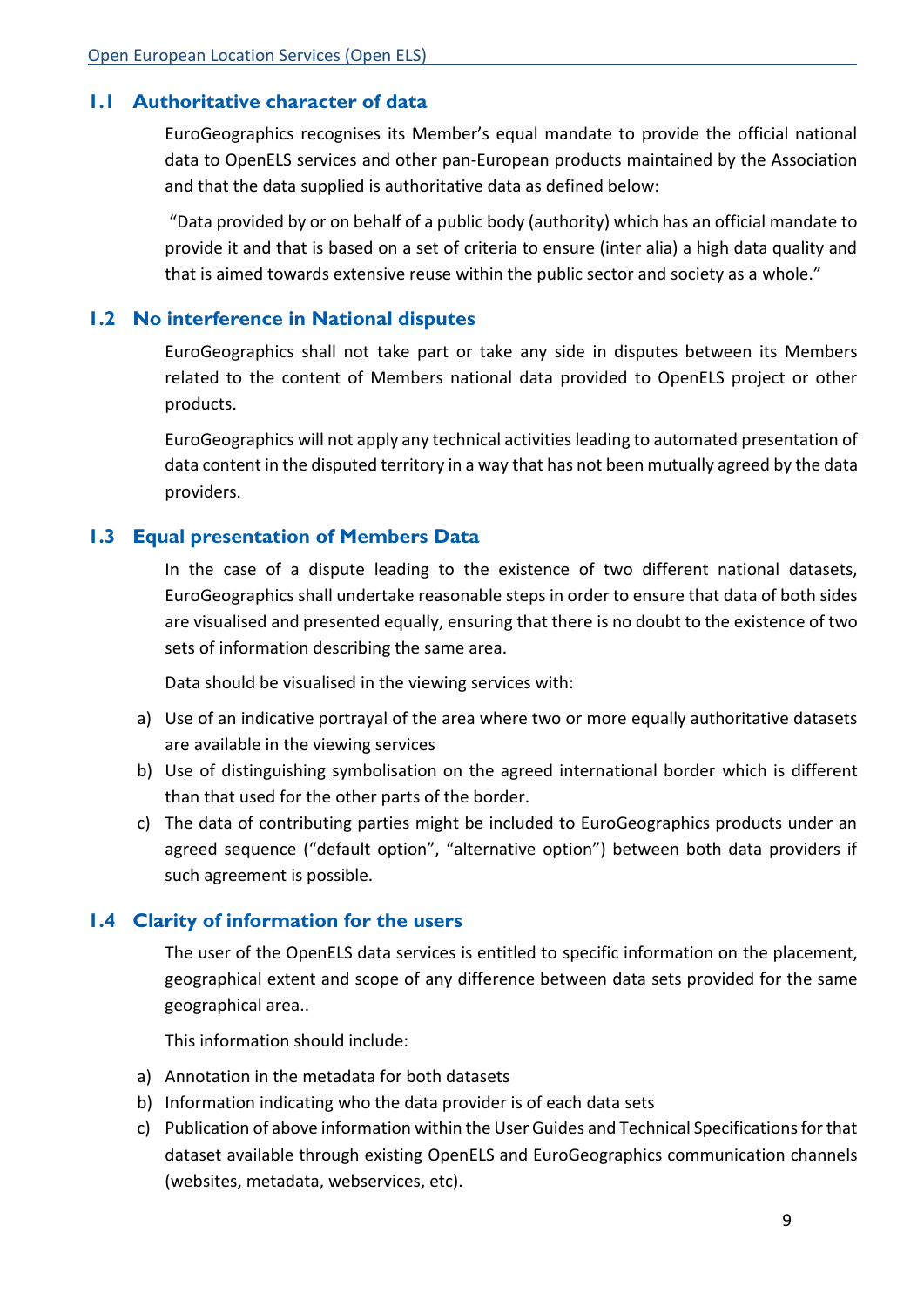## 1.1 Authoritative character of data

EuroGeographics recognises its Member's equal mandate to provide the official national data to OpenELS services and other pan-European products maintained by the Association and that the data supplied is authoritative data as defined below:

"Data provided by or on behalf of a public body (authority) which has an official mandate to provide it and that is based on a set of criteria to ensure (inter alia) a high data quality and that is aimed towards extensive reuse within the public sector and society as a whole."

## 1.2 No interference in National disputes

EuroGeographics shall not take part or take any side in disputes between its Members related to the content of Members national data provided to OpenELS project or other products.

EuroGeographics will not apply any technical activities leading to automated presentation of data content in the disputed territory in a way that has not been mutually agreed by the data providers.

## 1.3 Equal presentation of Members Data

In the case of a dispute leading to the existence of two different national datasets, EuroGeographics shall undertake reasonable steps in order to ensure that data of both sides are visualised and presented equally, ensuring that there is no doubt to the existence of two sets of information describing the same area.

Data should be visualised in the viewing services with:

a) Use of an indicative portrayal of the area where two or more equally authoritative datasets are available in the viewing services
b) Use of distinguishing symbolisation on the agreed international border which is different than that used for the other parts of the border.
c) The data of contributing parties might be included to EuroGeographics products under an agreed sequence ("default option", "alternative option") between both data providers if such agreement is possible.

## 1.4 Clarity of information for the users

The user of the OpenELS data services is entitled to specific information on the placement, geographical extent and scope of any difference between data sets provided for the same geographical area..

This information should include:

a) Annotation in the metadata for both datasets
b) Information indicating who the data provider is of each data sets
c) Publication of above information within the User Guides and Technical Specifications for that dataset available through existing OpenELS and EuroGeographics communication channels (websites, metadata, webservices, etc).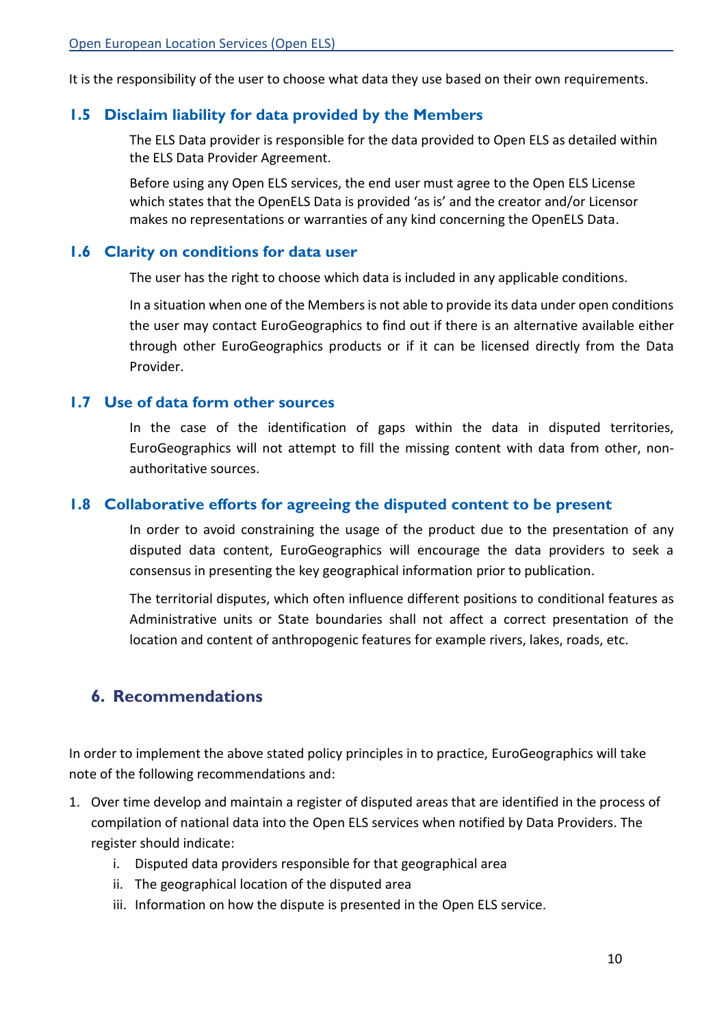It is the responsibility of the user to choose what data they use based on their own requirements.

### 1.5 Disclaim liability for data provided by the Members

The ELS Data provider is responsible for the data provided to Open ELS as detailed within the ELS Data Provider Agreement.

Before using any Open ELS services, the end user must agree to the Open ELS License which states that the OpenELS Data is provided 'as is' and the creator and/or Licensor makes no representations or warranties of any kind concerning the OpenELS Data.

### 1.6 Clarity on conditions for data user

The user has the right to choose which data is included in any applicable conditions.

In a situation when one of the Members is not able to provide its data under open conditions the user may contact EuroGeographics to find out if there is an alternative available either through other EuroGeographics products or if it can be licensed directly from the Data Provider.

### 1.7 Use of data form other sources

In the case of the identification of gaps within the data in disputed territories, EuroGeographics will not attempt to fill the missing content with data from other, non-authoritative sources.

### 1.8 Collaborative efforts for agreeing the disputed content to be present

In order to avoid constraining the usage of the product due to the presentation of any disputed data content, EuroGeographics will encourage the data providers to seek a consensus in presenting the key geographical information prior to publication.

The territorial disputes, which often influence different positions to conditional features as Administrative units or State boundaries shall not affect a correct presentation of the location and content of anthropogenic features for example rivers, lakes, roads, etc.

## 6. Recommendations

In order to implement the above stated policy principles in to practice, EuroGeographics will take note of the following recommendations and:

1. Over time develop and maintain a register of disputed areas that are identified in the process of compilation of national data into the Open ELS services when notified by Data Providers. The register should indicate:
   i. Disputed data providers responsible for that geographical area
   ii. The geographical location of the disputed area
   iii. Information on how the dispute is presented in the Open ELS service.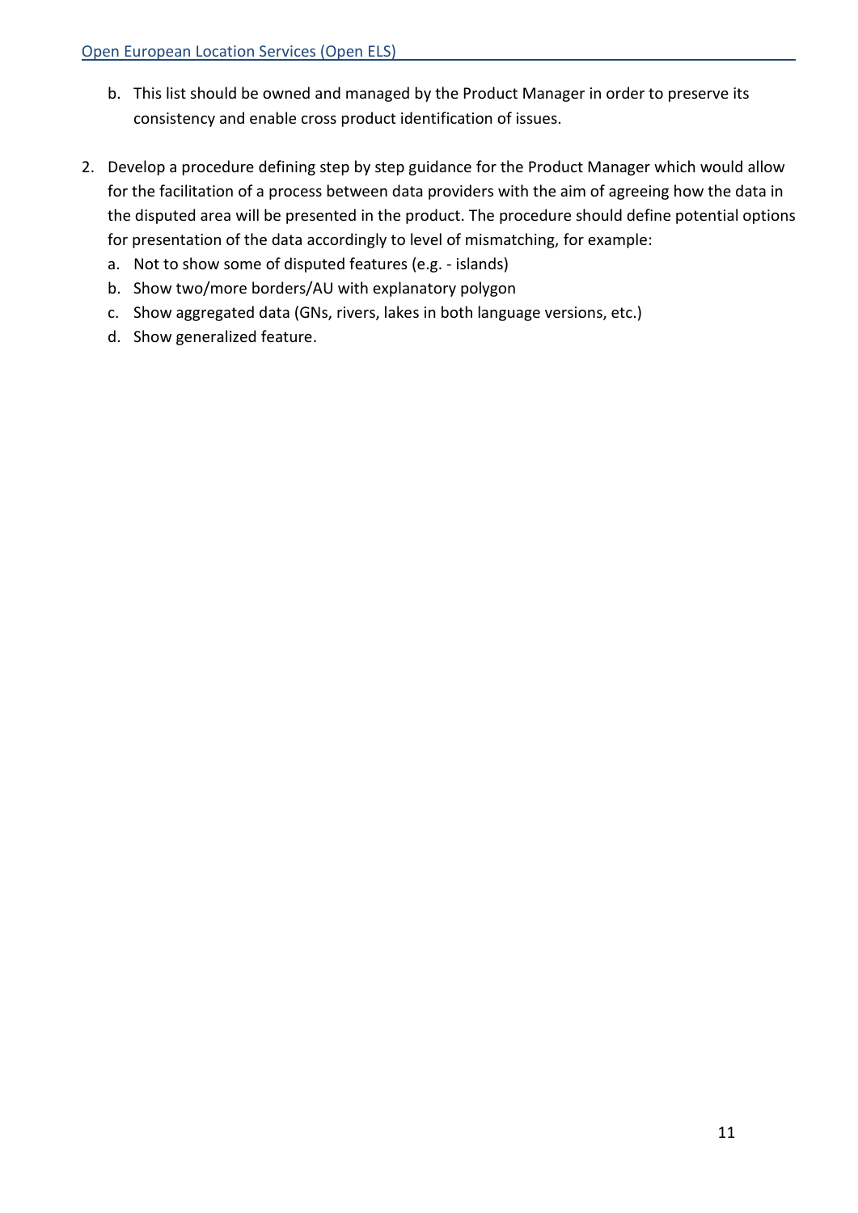b. This list should be owned and managed by the Product Manager in order to preserve its consistency and enable cross product identification of issues.

2. Develop a procedure defining step by step guidance for the Product Manager which would allow for the facilitation of a process between data providers with the aim of agreeing how the data in the disputed area will be presented in the product. The procedure should define potential options for presentation of the data accordingly to level of mismatching, for example:
   a. Not to show some of disputed features (e.g. - islands)
   b. Show two/more borders/AU with explanatory polygon
   c. Show aggregated data (GNs, rivers, lakes in both language versions, etc.)
   d. Show generalized feature.